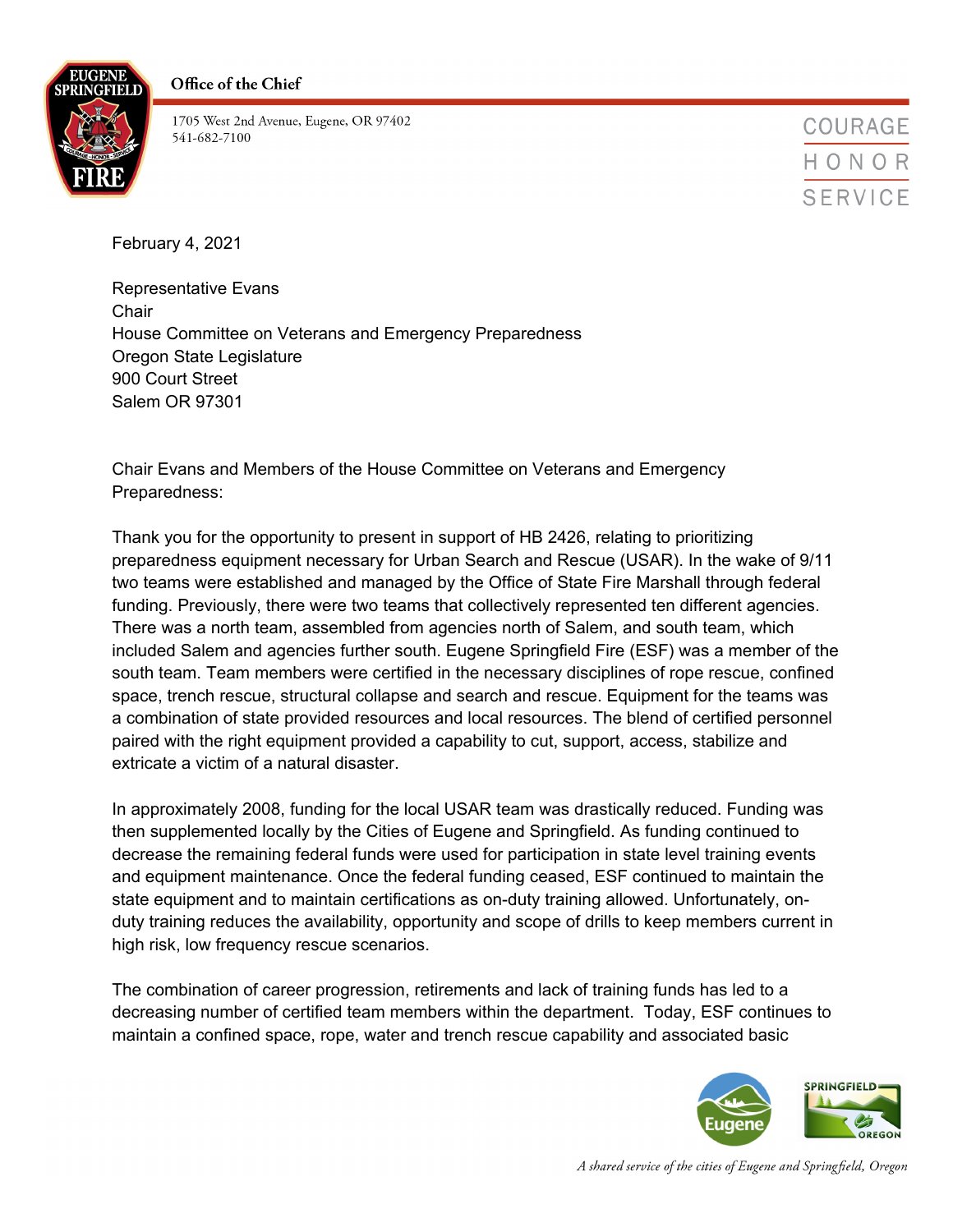**Office of the Chief**

1705 West 2nd Avenue, Eugene, OR 97402
541-682-7100

COURAGE
HONOR
SERVICE

February 4, 2021

Representative Evans
Chair
House Committee on Veterans and Emergency Preparedness
Oregon State Legislature
900 Court Street
Salem OR 97301

Chair Evans and Members of the House Committee on Veterans and Emergency Preparedness:

Thank you for the opportunity to present in support of HB 2426, relating to prioritizing preparedness equipment necessary for Urban Search and Rescue (USAR). In the wake of 9/11 two teams were established and managed by the Office of State Fire Marshall through federal funding. Previously, there were two teams that collectively represented ten different agencies. There was a north team, assembled from agencies north of Salem, and south team, which included Salem and agencies further south. Eugene Springfield Fire (ESF) was a member of the south team. Team members were certified in the necessary disciplines of rope rescue, confined space, trench rescue, structural collapse and search and rescue. Equipment for the teams was a combination of state provided resources and local resources. The blend of certified personnel paired with the right equipment provided a capability to cut, support, access, stabilize and extricate a victim of a natural disaster.

In approximately 2008, funding for the local USAR team was drastically reduced. Funding was then supplemented locally by the Cities of Eugene and Springfield. As funding continued to decrease the remaining federal funds were used for participation in state level training events and equipment maintenance. Once the federal funding ceased, ESF continued to maintain the state equipment and to maintain certifications as on-duty training allowed. Unfortunately, on-duty training reduces the availability, opportunity and scope of drills to keep members current in high risk, low frequency rescue scenarios.

The combination of career progression, retirements and lack of training funds has led to a decreasing number of certified team members within the department. Today, ESF continues to maintain a confined space, rope, water and trench rescue capability and associated basic

*A shared service of the cities of Eugene and Springfield, Oregon*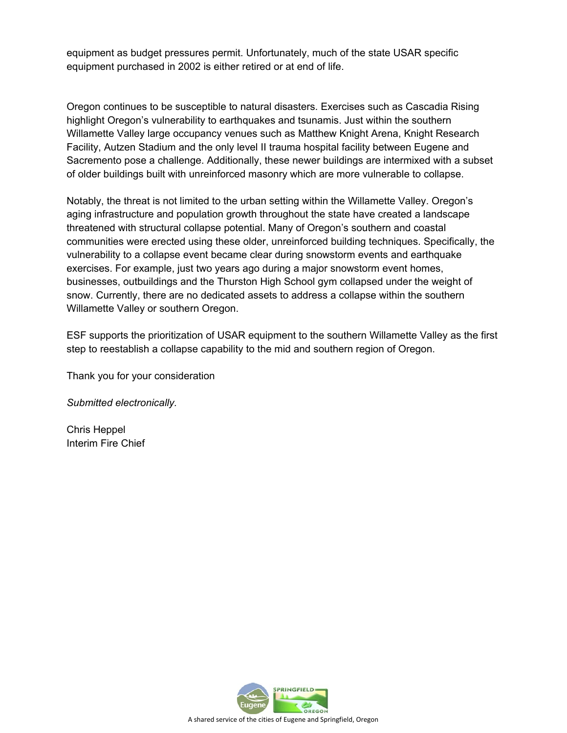equipment as budget pressures permit. Unfortunately, much of the state USAR specific equipment purchased in 2002 is either retired or at end of life.

Oregon continues to be susceptible to natural disasters. Exercises such as Cascadia Rising highlight Oregon's vulnerability to earthquakes and tsunamis. Just within the southern Willamette Valley large occupancy venues such as Matthew Knight Arena, Knight Research Facility, Autzen Stadium and the only level II trauma hospital facility between Eugene and Sacremento pose a challenge. Additionally, these newer buildings are intermixed with a subset of older buildings built with unreinforced masonry which are more vulnerable to collapse.

Notably, the threat is not limited to the urban setting within the Willamette Valley. Oregon's aging infrastructure and population growth throughout the state have created a landscape threatened with structural collapse potential. Many of Oregon's southern and coastal communities were erected using these older, unreinforced building techniques. Specifically, the vulnerability to a collapse event became clear during snowstorm events and earthquake exercises. For example, just two years ago during a major snowstorm event homes, businesses, outbuildings and the Thurston High School gym collapsed under the weight of snow. Currently, there are no dedicated assets to address a collapse within the southern Willamette Valley or southern Oregon.

ESF supports the prioritization of USAR equipment to the southern Willamette Valley as the first step to reestablish a collapse capability to the mid and southern region of Oregon.

Thank you for your consideration

*Submitted electronically.*

Chris Heppel
Interim Fire Chief

A shared service of the cities of Eugene and Springfield, Oregon